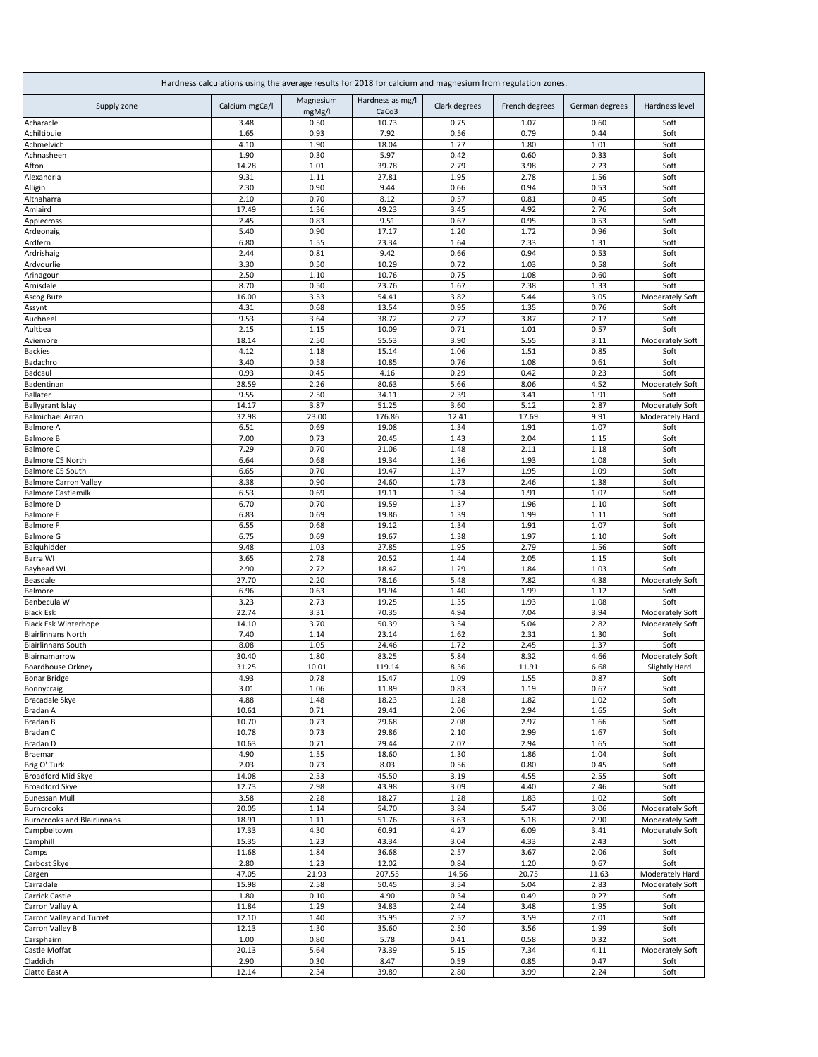| Hardness calculations using the average results for 2018 for calcium and magnesium from regulation zones. | | | | | | | |
|---|---|---|---|---|---|---|---|
| Supply zone | Calcium mgCa/l | Magnesium mgMg/l | Hardness as mg/l CaCo3 | Clark degrees | French degrees | German degrees | Hardness level |
| Acharacle | 3.48 | 0.50 | 10.73 | 0.75 | 1.07 | 0.60 | Soft |
| Achiltibuie | 1.65 | 0.93 | 7.92 | 0.56 | 0.79 | 0.44 | Soft |
| Achmelvich | 4.10 | 1.90 | 18.04 | 1.27 | 1.80 | 1.01 | Soft |
| Achnasheen | 1.90 | 0.30 | 5.97 | 0.42 | 0.60 | 0.33 | Soft |
| Afton | 14.28 | 1.01 | 39.78 | 2.79 | 3.98 | 2.23 | Soft |
| Alexandria | 9.31 | 1.11 | 27.81 | 1.95 | 2.78 | 1.56 | Soft |
| Alligin | 2.30 | 0.90 | 9.44 | 0.66 | 0.94 | 0.53 | Soft |
| Altnaharra | 2.10 | 0.70 | 8.12 | 0.57 | 0.81 | 0.45 | Soft |
| Amlaird | 17.49 | 1.36 | 49.23 | 3.45 | 4.92 | 2.76 | Soft |
| Applecross | 2.45 | 0.83 | 9.51 | 0.67 | 0.95 | 0.53 | Soft |
| Ardeonaig | 5.40 | 0.90 | 17.17 | 1.20 | 1.72 | 0.96 | Soft |
| Ardfern | 6.80 | 1.55 | 23.34 | 1.64 | 2.33 | 1.31 | Soft |
| Ardrishaig | 2.44 | 0.81 | 9.42 | 0.66 | 0.94 | 0.53 | Soft |
| Ardvourlie | 3.30 | 0.50 | 10.29 | 0.72 | 1.03 | 0.58 | Soft |
| Arinagour | 2.50 | 1.10 | 10.76 | 0.75 | 1.08 | 0.60 | Soft |
| Arnisdale | 8.70 | 0.50 | 23.76 | 1.67 | 2.38 | 1.33 | Soft |
| Ascog Bute | 16.00 | 3.53 | 54.41 | 3.82 | 5.44 | 3.05 | Moderately Soft |
| Assynt | 4.31 | 0.68 | 13.54 | 0.95 | 1.35 | 0.76 | Soft |
| Auchneel | 9.53 | 3.64 | 38.72 | 2.72 | 3.87 | 2.17 | Soft |
| Aultbea | 2.15 | 1.15 | 10.09 | 0.71 | 1.01 | 0.57 | Soft |
| Aviemore | 18.14 | 2.50 | 55.53 | 3.90 | 5.55 | 3.11 | Moderately Soft |
| Backies | 4.12 | 1.18 | 15.14 | 1.06 | 1.51 | 0.85 | Soft |
| Badachro | 3.40 | 0.58 | 10.85 | 0.76 | 1.08 | 0.61 | Soft |
| Badcaul | 0.93 | 0.45 | 4.16 | 0.29 | 0.42 | 0.23 | Soft |
| Badentinan | 28.59 | 2.26 | 80.63 | 5.66 | 8.06 | 4.52 | Moderately Soft |
| Ballater | 9.55 | 2.50 | 34.11 | 2.39 | 3.41 | 1.91 | Soft |
| Ballygrant Islay | 14.17 | 3.87 | 51.25 | 3.60 | 5.12 | 2.87 | Moderately Soft |
| Balmichael Arran | 32.98 | 23.00 | 176.86 | 12.41 | 17.69 | 9.91 | Moderately Hard |
| Balmore A | 6.51 | 0.69 | 19.08 | 1.34 | 1.91 | 1.07 | Soft |
| Balmore B | 7.00 | 0.73 | 20.45 | 1.43 | 2.04 | 1.15 | Soft |
| Balmore C | 7.29 | 0.70 | 21.06 | 1.48 | 2.11 | 1.18 | Soft |
| Balmore C5 North | 6.64 | 0.68 | 19.34 | 1.36 | 1.93 | 1.08 | Soft |
| Balmore C5 South | 6.65 | 0.70 | 19.47 | 1.37 | 1.95 | 1.09 | Soft |
| Balmore Carron Valley | 8.38 | 0.90 | 24.60 | 1.73 | 2.46 | 1.38 | Soft |
| Balmore Castlemilk | 6.53 | 0.69 | 19.11 | 1.34 | 1.91 | 1.07 | Soft |
| Balmore D | 6.70 | 0.70 | 19.59 | 1.37 | 1.96 | 1.10 | Soft |
| Balmore E | 6.83 | 0.69 | 19.86 | 1.39 | 1.99 | 1.11 | Soft |
| Balmore F | 6.55 | 0.68 | 19.12 | 1.34 | 1.91 | 1.07 | Soft |
| Balmore G | 6.75 | 0.69 | 19.67 | 1.38 | 1.97 | 1.10 | Soft |
| Balquhidder | 9.48 | 1.03 | 27.85 | 1.95 | 2.79 | 1.56 | Soft |
| Barra WI | 3.65 | 2.78 | 20.52 | 1.44 | 2.05 | 1.15 | Soft |
| Bayhead WI | 2.90 | 2.72 | 18.42 | 1.29 | 1.84 | 1.03 | Soft |
| Beasdale | 27.70 | 2.20 | 78.16 | 5.48 | 7.82 | 4.38 | Moderately Soft |
| Belmore | 6.96 | 0.63 | 19.94 | 1.40 | 1.99 | 1.12 | Soft |
| Benbecula WI | 3.23 | 2.73 | 19.25 | 1.35 | 1.93 | 1.08 | Soft |
| Black Esk | 22.74 | 3.31 | 70.35 | 4.94 | 7.04 | 3.94 | Moderately Soft |
| Black Esk Winterhope | 14.10 | 3.70 | 50.39 | 3.54 | 5.04 | 2.82 | Moderately Soft |
| Blairlinnans North | 7.40 | 1.14 | 23.14 | 1.62 | 2.31 | 1.30 | Soft |
| Blairlinnans South | 8.08 | 1.05 | 24.46 | 1.72 | 2.45 | 1.37 | Soft |
| Blairnamarrow | 30.40 | 1.80 | 83.25 | 5.84 | 8.32 | 4.66 | Moderately Soft |
| Boardhouse Orkney | 31.25 | 10.01 | 119.14 | 8.36 | 11.91 | 6.68 | Slightly Hard |
| Bonar Bridge | 4.93 | 0.78 | 15.47 | 1.09 | 1.55 | 0.87 | Soft |
| Bonnycraig | 3.01 | 1.06 | 11.89 | 0.83 | 1.19 | 0.67 | Soft |
| Bracadale Skye | 4.88 | 1.48 | 18.23 | 1.28 | 1.82 | 1.02 | Soft |
| Bradan A | 10.61 | 0.71 | 29.41 | 2.06 | 2.94 | 1.65 | Soft |
| Bradan B | 10.70 | 0.73 | 29.68 | 2.08 | 2.97 | 1.66 | Soft |
| Bradan C | 10.78 | 0.73 | 29.86 | 2.10 | 2.99 | 1.67 | Soft |
| Bradan D | 10.63 | 0.71 | 29.44 | 2.07 | 2.94 | 1.65 | Soft |
| Braemar | 4.90 | 1.55 | 18.60 | 1.30 | 1.86 | 1.04 | Soft |
| Brig O' Turk | 2.03 | 0.73 | 8.03 | 0.56 | 0.80 | 0.45 | Soft |
| Broadford Mid Skye | 14.08 | 2.53 | 45.50 | 3.19 | 4.55 | 2.55 | Soft |
| Broadford Skye | 12.73 | 2.98 | 43.98 | 3.09 | 4.40 | 2.46 | Soft |
| Bunessan Mull | 3.58 | 2.28 | 18.27 | 1.28 | 1.83 | 1.02 | Soft |
| Burncrooks | 20.05 | 1.14 | 54.70 | 3.84 | 5.47 | 3.06 | Moderately Soft |
| Burncrooks and Blairlinnans | 18.91 | 1.11 | 51.76 | 3.63 | 5.18 | 2.90 | Moderately Soft |
| Campbeltown | 17.33 | 4.30 | 60.91 | 4.27 | 6.09 | 3.41 | Moderately Soft |
| Camphill | 15.35 | 1.23 | 43.34 | 3.04 | 4.33 | 2.43 | Soft |
| Camps | 11.68 | 1.84 | 36.68 | 2.57 | 3.67 | 2.06 | Soft |
| Carbost Skye | 2.80 | 1.23 | 12.02 | 0.84 | 1.20 | 0.67 | Soft |
| Cargen | 47.05 | 21.93 | 207.55 | 14.56 | 20.75 | 11.63 | Moderately Hard |
| Carradale | 15.98 | 2.58 | 50.45 | 3.54 | 5.04 | 2.83 | Moderately Soft |
| Carrick Castle | 1.80 | 0.10 | 4.90 | 0.34 | 0.49 | 0.27 | Soft |
| Carron Valley A | 11.84 | 1.29 | 34.83 | 2.44 | 3.48 | 1.95 | Soft |
| Carron Valley and Turret | 12.10 | 1.40 | 35.95 | 2.52 | 3.59 | 2.01 | Soft |
| Carron Valley B | 12.13 | 1.30 | 35.60 | 2.50 | 3.56 | 1.99 | Soft |
| Carsphairn | 1.00 | 0.80 | 5.78 | 0.41 | 0.58 | 0.32 | Soft |
| Castle Moffat | 20.13 | 5.64 | 73.39 | 5.15 | 7.34 | 4.11 | Moderately Soft |
| Claddich | 2.90 | 0.30 | 8.47 | 0.59 | 0.85 | 0.47 | Soft |
| Clatto East A | 12.14 | 2.34 | 39.89 | 2.80 | 3.99 | 2.24 | Soft |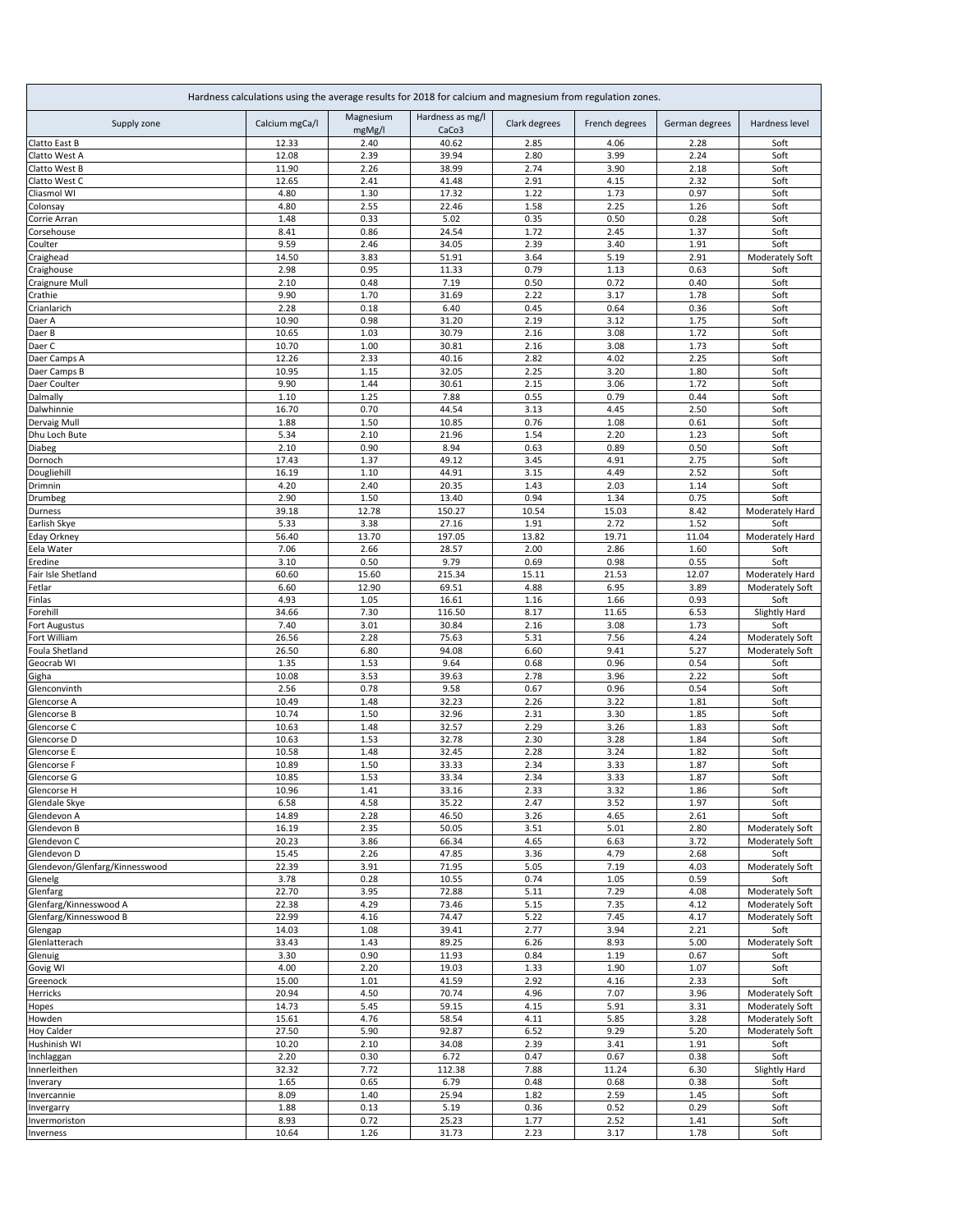| Hardness calculations using the average results for 2018 for calcium and magnesium from regulation zones. | | | | | | | |
|---|---|---|---|---|---|---|---|
| Supply zone | Calcium mgCa/l | Magnesium mgMg/l | Hardness as mg/l CaCo3 | Clark degrees | French degrees | German degrees | Hardness level |
| Clatto East B | 12.33 | 2.40 | 40.62 | 2.85 | 4.06 | 2.28 | Soft |
| Clatto West A | 12.08 | 2.39 | 39.94 | 2.80 | 3.99 | 2.24 | Soft |
| Clatto West B | 11.90 | 2.26 | 38.99 | 2.74 | 3.90 | 2.18 | Soft |
| Clatto West C | 12.65 | 2.41 | 41.48 | 2.91 | 4.15 | 2.32 | Soft |
| Cliasmol WI | 4.80 | 1.30 | 17.32 | 1.22 | 1.73 | 0.97 | Soft |
| Colonsay | 4.80 | 2.55 | 22.46 | 1.58 | 2.25 | 1.26 | Soft |
| Corrie Arran | 1.48 | 0.33 | 5.02 | 0.35 | 0.50 | 0.28 | Soft |
| Corsehouse | 8.41 | 0.86 | 24.54 | 1.72 | 2.45 | 1.37 | Soft |
| Coulter | 9.59 | 2.46 | 34.05 | 2.39 | 3.40 | 1.91 | Soft |
| Craighead | 14.50 | 3.83 | 51.91 | 3.64 | 5.19 | 2.91 | Moderately Soft |
| Craighouse | 2.98 | 0.95 | 11.33 | 0.79 | 1.13 | 0.63 | Soft |
| Craignure Mull | 2.10 | 0.48 | 7.19 | 0.50 | 0.72 | 0.40 | Soft |
| Crathie | 9.90 | 1.70 | 31.69 | 2.22 | 3.17 | 1.78 | Soft |
| Crianlarich | 2.28 | 0.18 | 6.40 | 0.45 | 0.64 | 0.36 | Soft |
| Daer A | 10.90 | 0.98 | 31.20 | 2.19 | 3.12 | 1.75 | Soft |
| Daer B | 10.65 | 1.03 | 30.79 | 2.16 | 3.08 | 1.72 | Soft |
| Daer C | 10.70 | 1.00 | 30.81 | 2.16 | 3.08 | 1.73 | Soft |
| Daer Camps A | 12.26 | 2.33 | 40.16 | 2.82 | 4.02 | 2.25 | Soft |
| Daer Camps B | 10.95 | 1.15 | 32.05 | 2.25 | 3.20 | 1.80 | Soft |
| Daer Coulter | 9.90 | 1.44 | 30.61 | 2.15 | 3.06 | 1.72 | Soft |
| Dalmally | 1.10 | 1.25 | 7.88 | 0.55 | 0.79 | 0.44 | Soft |
| Dalwhinnie | 16.70 | 0.70 | 44.54 | 3.13 | 4.45 | 2.50 | Soft |
| Dervaig Mull | 1.88 | 1.50 | 10.85 | 0.76 | 1.08 | 0.61 | Soft |
| Dhu Loch Bute | 5.34 | 2.10 | 21.96 | 1.54 | 2.20 | 1.23 | Soft |
| Diabeg | 2.10 | 0.90 | 8.94 | 0.63 | 0.89 | 0.50 | Soft |
| Dornoch | 17.43 | 1.37 | 49.12 | 3.45 | 4.91 | 2.75 | Soft |
| Dougliehill | 16.19 | 1.10 | 44.91 | 3.15 | 4.49 | 2.52 | Soft |
| Drimnin | 4.20 | 2.40 | 20.35 | 1.43 | 2.03 | 1.14 | Soft |
| Drumbeg | 2.90 | 1.50 | 13.40 | 0.94 | 1.34 | 0.75 | Soft |
| Durness | 39.18 | 12.78 | 150.27 | 10.54 | 15.03 | 8.42 | Moderately Hard |
| Earlish Skye | 5.33 | 3.38 | 27.16 | 1.91 | 2.72 | 1.52 | Soft |
| Eday Orkney | 56.40 | 13.70 | 197.05 | 13.82 | 19.71 | 11.04 | Moderately Hard |
| Eela Water | 7.06 | 2.66 | 28.57 | 2.00 | 2.86 | 1.60 | Soft |
| Eredine | 3.10 | 0.50 | 9.79 | 0.69 | 0.98 | 0.55 | Soft |
| Fair Isle Shetland | 60.60 | 15.60 | 215.34 | 15.11 | 21.53 | 12.07 | Moderately Hard |
| Fetlar | 6.60 | 12.90 | 69.51 | 4.88 | 6.95 | 3.89 | Moderately Soft |
| Finlas | 4.93 | 1.05 | 16.61 | 1.16 | 1.66 | 0.93 | Soft |
| Forehill | 34.66 | 7.30 | 116.50 | 8.17 | 11.65 | 6.53 | Slightly Hard |
| Fort Augustus | 7.40 | 3.01 | 30.84 | 2.16 | 3.08 | 1.73 | Soft |
| Fort William | 26.56 | 2.28 | 75.63 | 5.31 | 7.56 | 4.24 | Moderately Soft |
| Foula Shetland | 26.50 | 6.80 | 94.08 | 6.60 | 9.41 | 5.27 | Moderately Soft |
| Geocrab WI | 1.35 | 1.53 | 9.64 | 0.68 | 0.96 | 0.54 | Soft |
| Gigha | 10.08 | 3.53 | 39.63 | 2.78 | 3.96 | 2.22 | Soft |
| Glenconvinth | 2.56 | 0.78 | 9.58 | 0.67 | 0.96 | 0.54 | Soft |
| Glencorse A | 10.49 | 1.48 | 32.23 | 2.26 | 3.22 | 1.81 | Soft |
| Glencorse B | 10.74 | 1.50 | 32.96 | 2.31 | 3.30 | 1.85 | Soft |
| Glencorse C | 10.63 | 1.48 | 32.57 | 2.29 | 3.26 | 1.83 | Soft |
| Glencorse D | 10.63 | 1.53 | 32.78 | 2.30 | 3.28 | 1.84 | Soft |
| Glencorse E | 10.58 | 1.48 | 32.45 | 2.28 | 3.24 | 1.82 | Soft |
| Glencorse F | 10.89 | 1.50 | 33.33 | 2.34 | 3.33 | 1.87 | Soft |
| Glencorse G | 10.85 | 1.53 | 33.34 | 2.34 | 3.33 | 1.87 | Soft |
| Glencorse H | 10.96 | 1.41 | 33.16 | 2.33 | 3.32 | 1.86 | Soft |
| Glendale Skye | 6.58 | 4.58 | 35.22 | 2.47 | 3.52 | 1.97 | Soft |
| Glendevon A | 14.89 | 2.28 | 46.50 | 3.26 | 4.65 | 2.61 | Soft |
| Glendevon B | 16.19 | 2.35 | 50.05 | 3.51 | 5.01 | 2.80 | Moderately Soft |
| Glendevon C | 20.23 | 3.86 | 66.34 | 4.65 | 6.63 | 3.72 | Moderately Soft |
| Glendevon D | 15.45 | 2.26 | 47.85 | 3.36 | 4.79 | 2.68 | Soft |
| Glendevon/Glenfarg/Kinnesswood | 22.39 | 3.91 | 71.95 | 5.05 | 7.19 | 4.03 | Moderately Soft |
| Glenelg | 3.78 | 0.28 | 10.55 | 0.74 | 1.05 | 0.59 | Soft |
| Glenfarg | 22.70 | 3.95 | 72.88 | 5.11 | 7.29 | 4.08 | Moderately Soft |
| Glenfarg/Kinnesswood A | 22.38 | 4.29 | 73.46 | 5.15 | 7.35 | 4.12 | Moderately Soft |
| Glenfarg/Kinnesswood B | 22.99 | 4.16 | 74.47 | 5.22 | 7.45 | 4.17 | Moderately Soft |
| Glengap | 14.03 | 1.08 | 39.41 | 2.77 | 3.94 | 2.21 | Soft |
| Glenlatterach | 33.43 | 1.43 | 89.25 | 6.26 | 8.93 | 5.00 | Moderately Soft |
| Glenuig | 3.30 | 0.90 | 11.93 | 0.84 | 1.19 | 0.67 | Soft |
| Govig WI | 4.00 | 2.20 | 19.03 | 1.33 | 1.90 | 1.07 | Soft |
| Greenock | 15.00 | 1.01 | 41.59 | 2.92 | 4.16 | 2.33 | Soft |
| Herricks | 20.94 | 4.50 | 70.74 | 4.96 | 7.07 | 3.96 | Moderately Soft |
| Hopes | 14.73 | 5.45 | 59.15 | 4.15 | 5.91 | 3.31 | Moderately Soft |
| Howden | 15.61 | 4.76 | 58.54 | 4.11 | 5.85 | 3.28 | Moderately Soft |
| Hoy Calder | 27.50 | 5.90 | 92.87 | 6.52 | 9.29 | 5.20 | Moderately Soft |
| Hushinish WI | 10.20 | 2.10 | 34.08 | 2.39 | 3.41 | 1.91 | Soft |
| Inchlaggan | 2.20 | 0.30 | 6.72 | 0.47 | 0.67 | 0.38 | Soft |
| Innerleithen | 32.32 | 7.72 | 112.38 | 7.88 | 11.24 | 6.30 | Slightly Hard |
| Inverary | 1.65 | 0.65 | 6.79 | 0.48 | 0.68 | 0.38 | Soft |
| Invercannie | 8.09 | 1.40 | 25.94 | 1.82 | 2.59 | 1.45 | Soft |
| Invergarry | 1.88 | 0.13 | 5.19 | 0.36 | 0.52 | 0.29 | Soft |
| Invermoriston | 8.93 | 0.72 | 25.23 | 1.77 | 2.52 | 1.41 | Soft |
| Inverness | 10.64 | 1.26 | 31.73 | 2.23 | 3.17 | 1.78 | Soft |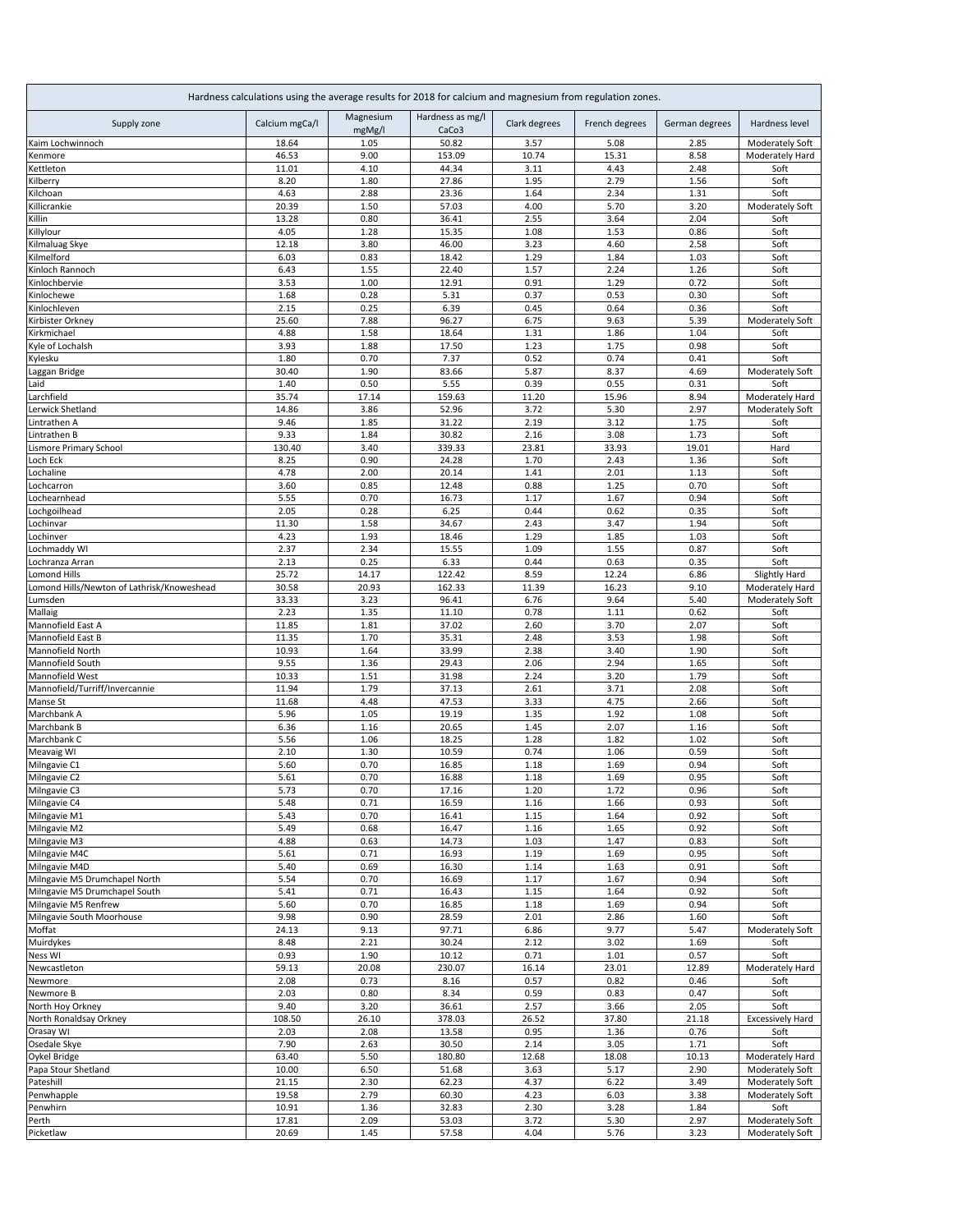| Hardness calculations using the average results for 2018 for calcium and magnesium from regulation zones. | | | | | | | |
|---|---|---|---|---|---|---|---|
| Supply zone | Calcium mgCa/l | Magnesium mgMg/l | Hardness as mg/l CaCo3 | Clark degrees | French degrees | German degrees | Hardness level |
| Kaim Lochwinnoch | 18.64 | 1.05 | 50.82 | 3.57 | 5.08 | 2.85 | Moderately Soft |
| Kenmore | 46.53 | 9.00 | 153.09 | 10.74 | 15.31 | 8.58 | Moderately Hard |
| Kettleton | 11.01 | 4.10 | 44.34 | 3.11 | 4.43 | 2.48 | Soft |
| Kilberry | 8.20 | 1.80 | 27.86 | 1.95 | 2.79 | 1.56 | Soft |
| Kilchoan | 4.63 | 2.88 | 23.36 | 1.64 | 2.34 | 1.31 | Soft |
| Killicrankie | 20.39 | 1.50 | 57.03 | 4.00 | 5.70 | 3.20 | Moderately Soft |
| Killin | 13.28 | 0.80 | 36.41 | 2.55 | 3.64 | 2.04 | Soft |
| Killylour | 4.05 | 1.28 | 15.35 | 1.08 | 1.53 | 0.86 | Soft |
| Kilmaluag Skye | 12.18 | 3.80 | 46.00 | 3.23 | 4.60 | 2.58 | Soft |
| Kilmelford | 6.03 | 0.83 | 18.42 | 1.29 | 1.84 | 1.03 | Soft |
| Kinloch Rannoch | 6.43 | 1.55 | 22.40 | 1.57 | 2.24 | 1.26 | Soft |
| Kinlochbervie | 3.53 | 1.00 | 12.91 | 0.91 | 1.29 | 0.72 | Soft |
| Kinlochewe | 1.68 | 0.28 | 5.31 | 0.37 | 0.53 | 0.30 | Soft |
| Kinlochleven | 2.15 | 0.25 | 6.39 | 0.45 | 0.64 | 0.36 | Soft |
| Kirbister Orkney | 25.60 | 7.88 | 96.27 | 6.75 | 9.63 | 5.39 | Moderately Soft |
| Kirkmichael | 4.88 | 1.58 | 18.64 | 1.31 | 1.86 | 1.04 | Soft |
| Kyle of Lochalsh | 3.93 | 1.88 | 17.50 | 1.23 | 1.75 | 0.98 | Soft |
| Kylesku | 1.80 | 0.70 | 7.37 | 0.52 | 0.74 | 0.41 | Soft |
| Laggan Bridge | 30.40 | 1.90 | 83.66 | 5.87 | 8.37 | 4.69 | Moderately Soft |
| Laid | 1.40 | 0.50 | 5.55 | 0.39 | 0.55 | 0.31 | Soft |
| Larchfield | 35.74 | 17.14 | 159.63 | 11.20 | 15.96 | 8.94 | Moderately Hard |
| Lerwick Shetland | 14.86 | 3.86 | 52.96 | 3.72 | 5.30 | 2.97 | Moderately Soft |
| Lintrathen A | 9.46 | 1.85 | 31.22 | 2.19 | 3.12 | 1.75 | Soft |
| Lintrathen B | 9.33 | 1.84 | 30.82 | 2.16 | 3.08 | 1.73 | Soft |
| Lismore Primary School | 130.40 | 3.40 | 339.33 | 23.81 | 33.93 | 19.01 | Hard |
| Loch Eck | 8.25 | 0.90 | 24.28 | 1.70 | 2.43 | 1.36 | Soft |
| Lochaline | 4.78 | 2.00 | 20.14 | 1.41 | 2.01 | 1.13 | Soft |
| Lochcarron | 3.60 | 0.85 | 12.48 | 0.88 | 1.25 | 0.70 | Soft |
| Lochearnhead | 5.55 | 0.70 | 16.73 | 1.17 | 1.67 | 0.94 | Soft |
| Lochgoilhead | 2.05 | 0.28 | 6.25 | 0.44 | 0.62 | 0.35 | Soft |
| Lochinvar | 11.30 | 1.58 | 34.67 | 2.43 | 3.47 | 1.94 | Soft |
| Lochinver | 4.23 | 1.93 | 18.46 | 1.29 | 1.85 | 1.03 | Soft |
| Lochmaddy WI | 2.37 | 2.34 | 15.55 | 1.09 | 1.55 | 0.87 | Soft |
| Lochranza Arran | 2.13 | 0.25 | 6.33 | 0.44 | 0.63 | 0.35 | Soft |
| Lomond Hills | 25.72 | 14.17 | 122.42 | 8.59 | 12.24 | 6.86 | Slightly Hard |
| Lomond Hills/Newton of Lathrisk/Knoweshead | 30.58 | 20.93 | 162.33 | 11.39 | 16.23 | 9.10 | Moderately Hard |
| Lumsden | 33.33 | 3.23 | 96.41 | 6.76 | 9.64 | 5.40 | Moderately Soft |
| Mallaig | 2.23 | 1.35 | 11.10 | 0.78 | 1.11 | 0.62 | Soft |
| Mannofield East A | 11.85 | 1.81 | 37.02 | 2.60 | 3.70 | 2.07 | Soft |
| Mannofield East B | 11.35 | 1.70 | 35.31 | 2.48 | 3.53 | 1.98 | Soft |
| Mannofield North | 10.93 | 1.64 | 33.99 | 2.38 | 3.40 | 1.90 | Soft |
| Mannofield South | 9.55 | 1.36 | 29.43 | 2.06 | 2.94 | 1.65 | Soft |
| Mannofield West | 10.33 | 1.51 | 31.98 | 2.24 | 3.20 | 1.79 | Soft |
| Mannofield/Turriff/Invercannie | 11.94 | 1.79 | 37.13 | 2.61 | 3.71 | 2.08 | Soft |
| Manse St | 11.68 | 4.48 | 47.53 | 3.33 | 4.75 | 2.66 | Soft |
| Marchbank A | 5.96 | 1.05 | 19.19 | 1.35 | 1.92 | 1.08 | Soft |
| Marchbank B | 6.36 | 1.16 | 20.65 | 1.45 | 2.07 | 1.16 | Soft |
| Marchbank C | 5.56 | 1.06 | 18.25 | 1.28 | 1.82 | 1.02 | Soft |
| Meavaig WI | 2.10 | 1.30 | 10.59 | 0.74 | 1.06 | 0.59 | Soft |
| Milngavie C1 | 5.60 | 0.70 | 16.85 | 1.18 | 1.69 | 0.94 | Soft |
| Milngavie C2 | 5.61 | 0.70 | 16.88 | 1.18 | 1.69 | 0.95 | Soft |
| Milngavie C3 | 5.73 | 0.70 | 17.16 | 1.20 | 1.72 | 0.96 | Soft |
| Milngavie C4 | 5.48 | 0.71 | 16.59 | 1.16 | 1.66 | 0.93 | Soft |
| Milngavie M1 | 5.43 | 0.70 | 16.41 | 1.15 | 1.64 | 0.92 | Soft |
| Milngavie M2 | 5.49 | 0.68 | 16.47 | 1.16 | 1.65 | 0.92 | Soft |
| Milngavie M3 | 4.88 | 0.63 | 14.73 | 1.03 | 1.47 | 0.83 | Soft |
| Milngavie M4C | 5.61 | 0.71 | 16.93 | 1.19 | 1.69 | 0.95 | Soft |
| Milngavie M4D | 5.40 | 0.69 | 16.30 | 1.14 | 1.63 | 0.91 | Soft |
| Milngavie M5 Drumchapel North | 5.54 | 0.70 | 16.69 | 1.17 | 1.67 | 0.94 | Soft |
| Milngavie M5 Drumchapel South | 5.41 | 0.71 | 16.43 | 1.15 | 1.64 | 0.92 | Soft |
| Milngavie M5 Renfrew | 5.60 | 0.70 | 16.85 | 1.18 | 1.69 | 0.94 | Soft |
| Milngavie South Moorhouse | 9.98 | 0.90 | 28.59 | 2.01 | 2.86 | 1.60 | Soft |
| Moffat | 24.13 | 9.13 | 97.71 | 6.86 | 9.77 | 5.47 | Moderately Soft |
| Muirdykes | 8.48 | 2.21 | 30.24 | 2.12 | 3.02 | 1.69 | Soft |
| Ness WI | 0.93 | 1.90 | 10.12 | 0.71 | 1.01 | 0.57 | Soft |
| Newcastleton | 59.13 | 20.08 | 230.07 | 16.14 | 23.01 | 12.89 | Moderately Hard |
| Newmore | 2.08 | 0.73 | 8.16 | 0.57 | 0.82 | 0.46 | Soft |
| Newmore B | 2.03 | 0.80 | 8.34 | 0.59 | 0.83 | 0.47 | Soft |
| North Hoy Orkney | 9.40 | 3.20 | 36.61 | 2.57 | 3.66 | 2.05 | Soft |
| North Ronaldsay Orkney | 108.50 | 26.10 | 378.03 | 26.52 | 37.80 | 21.18 | Excessively Hard |
| Orasay WI | 2.03 | 2.08 | 13.58 | 0.95 | 1.36 | 0.76 | Soft |
| Osedale Skye | 7.90 | 2.63 | 30.50 | 2.14 | 3.05 | 1.71 | Soft |
| Oykel Bridge | 63.40 | 5.50 | 180.80 | 12.68 | 18.08 | 10.13 | Moderately Hard |
| Papa Stour Shetland | 10.00 | 6.50 | 51.68 | 3.63 | 5.17 | 2.90 | Moderately Soft |
| Pateshill | 21.15 | 2.30 | 62.23 | 4.37 | 6.22 | 3.49 | Moderately Soft |
| Penwhapple | 19.58 | 2.79 | 60.30 | 4.23 | 6.03 | 3.38 | Moderately Soft |
| Penwhirn | 10.91 | 1.36 | 32.83 | 2.30 | 3.28 | 1.84 | Soft |
| Perth | 17.81 | 2.09 | 53.03 | 3.72 | 5.30 | 2.97 | Moderately Soft |
| Picketlaw | 20.69 | 1.45 | 57.58 | 4.04 | 5.76 | 3.23 | Moderately Soft |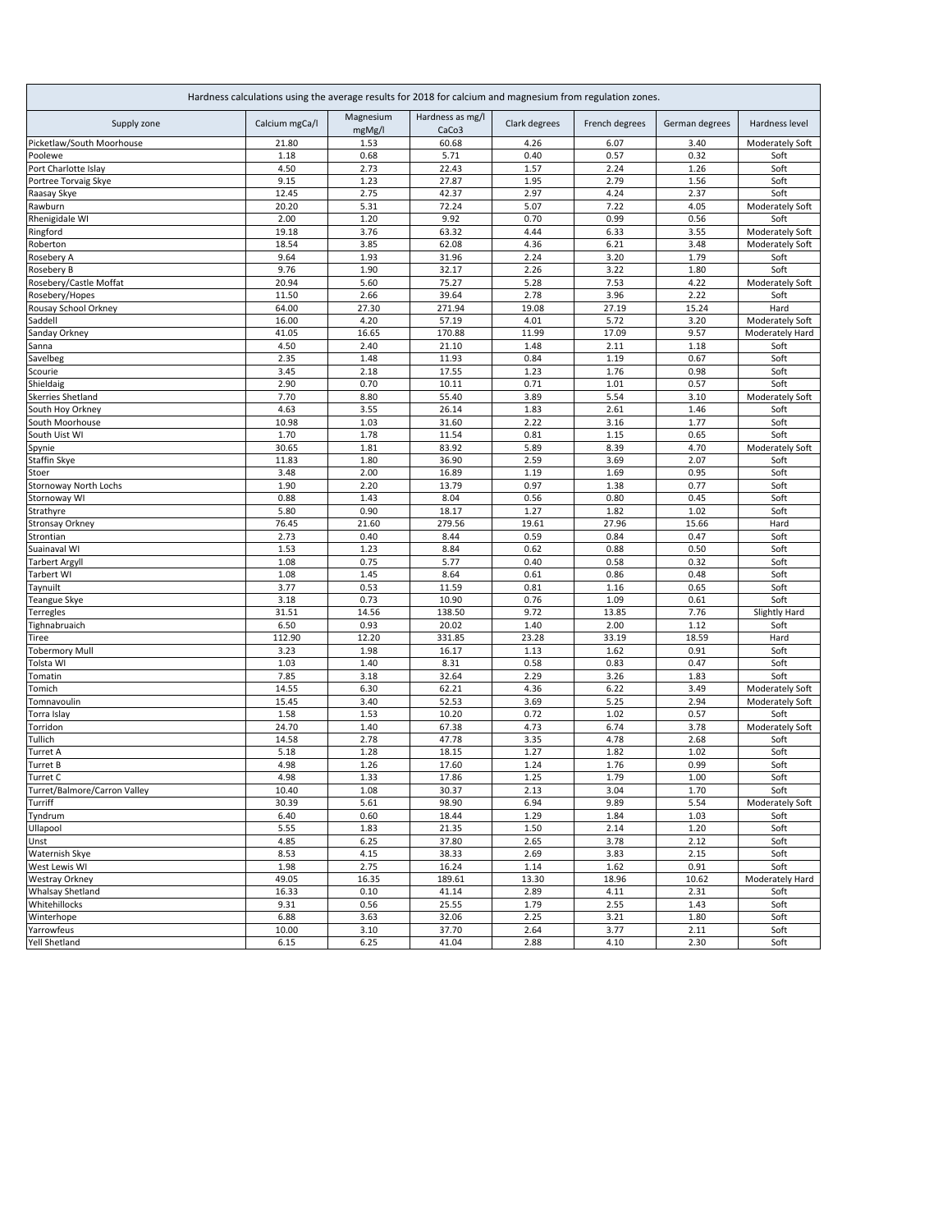| Hardness calculations using the average results for 2018 for calcium and magnesium from regulation zones. | | | | | | | |
|---|---|---|---|---|---|---|---|
| Supply zone | Calcium mgCa/l | Magnesium mgMg/l | Hardness as mg/l CaCo3 | Clark degrees | French degrees | German degrees | Hardness level |
| Picketlaw/South Moorhouse | 21.80 | 1.53 | 60.68 | 4.26 | 6.07 | 3.40 | Moderately Soft |
| Poolewe | 1.18 | 0.68 | 5.71 | 0.40 | 0.57 | 0.32 | Soft |
| Port Charlotte Islay | 4.50 | 2.73 | 22.43 | 1.57 | 2.24 | 1.26 | Soft |
| Portree Torvaig Skye | 9.15 | 1.23 | 27.87 | 1.95 | 2.79 | 1.56 | Soft |
| Raasay Skye | 12.45 | 2.75 | 42.37 | 2.97 | 4.24 | 2.37 | Soft |
| Rawburn | 20.20 | 5.31 | 72.24 | 5.07 | 7.22 | 4.05 | Moderately Soft |
| Rhenigidale WI | 2.00 | 1.20 | 9.92 | 0.70 | 0.99 | 0.56 | Soft |
| Ringford | 19.18 | 3.76 | 63.32 | 4.44 | 6.33 | 3.55 | Moderately Soft |
| Roberton | 18.54 | 3.85 | 62.08 | 4.36 | 6.21 | 3.48 | Moderately Soft |
| Rosebery A | 9.64 | 1.93 | 31.96 | 2.24 | 3.20 | 1.79 | Soft |
| Rosebery B | 9.76 | 1.90 | 32.17 | 2.26 | 3.22 | 1.80 | Soft |
| Rosebery/Castle Moffat | 20.94 | 5.60 | 75.27 | 5.28 | 7.53 | 4.22 | Moderately Soft |
| Rosebery/Hopes | 11.50 | 2.66 | 39.64 | 2.78 | 3.96 | 2.22 | Soft |
| Rousay School Orkney | 64.00 | 27.30 | 271.94 | 19.08 | 27.19 | 15.24 | Hard |
| Saddell | 16.00 | 4.20 | 57.19 | 4.01 | 5.72 | 3.20 | Moderately Soft |
| Sanday Orkney | 41.05 | 16.65 | 170.88 | 11.99 | 17.09 | 9.57 | Moderately Hard |
| Sanna | 4.50 | 2.40 | 21.10 | 1.48 | 2.11 | 1.18 | Soft |
| Savelbeg | 2.35 | 1.48 | 11.93 | 0.84 | 1.19 | 0.67 | Soft |
| Scourie | 3.45 | 2.18 | 17.55 | 1.23 | 1.76 | 0.98 | Soft |
| Shieldaig | 2.90 | 0.70 | 10.11 | 0.71 | 1.01 | 0.57 | Soft |
| Skerries Shetland | 7.70 | 8.80 | 55.40 | 3.89 | 5.54 | 3.10 | Moderately Soft |
| South Hoy Orkney | 4.63 | 3.55 | 26.14 | 1.83 | 2.61 | 1.46 | Soft |
| South Moorhouse | 10.98 | 1.03 | 31.60 | 2.22 | 3.16 | 1.77 | Soft |
| South Uist WI | 1.70 | 1.78 | 11.54 | 0.81 | 1.15 | 0.65 | Soft |
| Spynie | 30.65 | 1.81 | 83.92 | 5.89 | 8.39 | 4.70 | Moderately Soft |
| Staffin Skye | 11.83 | 1.80 | 36.90 | 2.59 | 3.69 | 2.07 | Soft |
| Stoer | 3.48 | 2.00 | 16.89 | 1.19 | 1.69 | 0.95 | Soft |
| Stornoway North Lochs | 1.90 | 2.20 | 13.79 | 0.97 | 1.38 | 0.77 | Soft |
| Stornoway WI | 0.88 | 1.43 | 8.04 | 0.56 | 0.80 | 0.45 | Soft |
| Strathyre | 5.80 | 0.90 | 18.17 | 1.27 | 1.82 | 1.02 | Soft |
| Stronsay Orkney | 76.45 | 21.60 | 279.56 | 19.61 | 27.96 | 15.66 | Hard |
| Strontian | 2.73 | 0.40 | 8.44 | 0.59 | 0.84 | 0.47 | Soft |
| Suainaval WI | 1.53 | 1.23 | 8.84 | 0.62 | 0.88 | 0.50 | Soft |
| Tarbert Argyll | 1.08 | 0.75 | 5.77 | 0.40 | 0.58 | 0.32 | Soft |
| Tarbert WI | 1.08 | 1.45 | 8.64 | 0.61 | 0.86 | 0.48 | Soft |
| Taynuilt | 3.77 | 0.53 | 11.59 | 0.81 | 1.16 | 0.65 | Soft |
| Teangue Skye | 3.18 | 0.73 | 10.90 | 0.76 | 1.09 | 0.61 | Soft |
| Terregles | 31.51 | 14.56 | 138.50 | 9.72 | 13.85 | 7.76 | Slightly Hard |
| Tighnabruaich | 6.50 | 0.93 | 20.02 | 1.40 | 2.00 | 1.12 | Soft |
| Tiree | 112.90 | 12.20 | 331.85 | 23.28 | 33.19 | 18.59 | Hard |
| Tobermory Mull | 3.23 | 1.98 | 16.17 | 1.13 | 1.62 | 0.91 | Soft |
| Tolsta WI | 1.03 | 1.40 | 8.31 | 0.58 | 0.83 | 0.47 | Soft |
| Tomatin | 7.85 | 3.18 | 32.64 | 2.29 | 3.26 | 1.83 | Soft |
| Tomich | 14.55 | 6.30 | 62.21 | 4.36 | 6.22 | 3.49 | Moderately Soft |
| Tomnavoulin | 15.45 | 3.40 | 52.53 | 3.69 | 5.25 | 2.94 | Moderately Soft |
| Torra Islay | 1.58 | 1.53 | 10.20 | 0.72 | 1.02 | 0.57 | Soft |
| Torridon | 24.70 | 1.40 | 67.38 | 4.73 | 6.74 | 3.78 | Moderately Soft |
| Tullich | 14.58 | 2.78 | 47.78 | 3.35 | 4.78 | 2.68 | Soft |
| Turret A | 5.18 | 1.28 | 18.15 | 1.27 | 1.82 | 1.02 | Soft |
| Turret B | 4.98 | 1.26 | 17.60 | 1.24 | 1.76 | 0.99 | Soft |
| Turret C | 4.98 | 1.33 | 17.86 | 1.25 | 1.79 | 1.00 | Soft |
| Turret/Balmore/Carron Valley | 10.40 | 1.08 | 30.37 | 2.13 | 3.04 | 1.70 | Soft |
| Turriff | 30.39 | 5.61 | 98.90 | 6.94 | 9.89 | 5.54 | Moderately Soft |
| Tyndrum | 6.40 | 0.60 | 18.44 | 1.29 | 1.84 | 1.03 | Soft |
| Ullapool | 5.55 | 1.83 | 21.35 | 1.50 | 2.14 | 1.20 | Soft |
| Unst | 4.85 | 6.25 | 37.80 | 2.65 | 3.78 | 2.12 | Soft |
| Waternish Skye | 8.53 | 4.15 | 38.33 | 2.69 | 3.83 | 2.15 | Soft |
| West Lewis WI | 1.98 | 2.75 | 16.24 | 1.14 | 1.62 | 0.91 | Soft |
| Westray Orkney | 49.05 | 16.35 | 189.61 | 13.30 | 18.96 | 10.62 | Moderately Hard |
| Whalsay Shetland | 16.33 | 0.10 | 41.14 | 2.89 | 4.11 | 2.31 | Soft |
| Whitehillocks | 9.31 | 0.56 | 25.55 | 1.79 | 2.55 | 1.43 | Soft |
| Winterhope | 6.88 | 3.63 | 32.06 | 2.25 | 3.21 | 1.80 | Soft |
| Yarrowfeus | 10.00 | 3.10 | 37.70 | 2.64 | 3.77 | 2.11 | Soft |
| Yell Shetland | 6.15 | 6.25 | 41.04 | 2.88 | 4.10 | 2.30 | Soft |